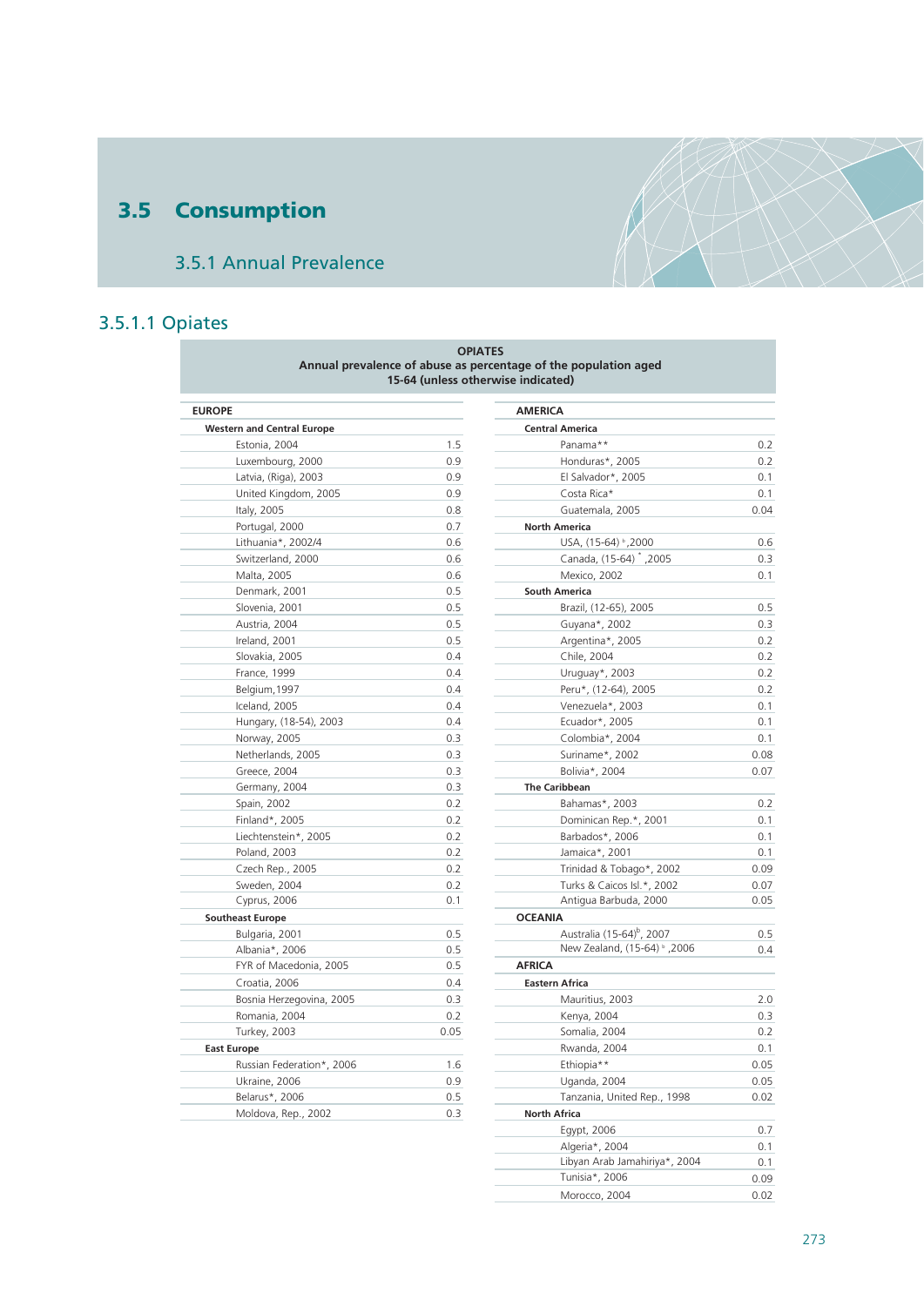## 3.5 Consumption

### 3.5.1 Annual Prevalence

### 3.5.1.1 Opiates

**OPIATES**
**Annual prevalence of abuse as percentage of the population aged 15-64 (unless otherwise indicated)**

| Region / Country | Prevalence |
|---|---|
| **EUROPE** | |
| **Western and Central Europe** | |
| Estonia, 2004 | 1.5 |
| Luxembourg, 2000 | 0.9 |
| Latvia, (Riga), 2003 | 0.9 |
| United Kingdom, 2005 | 0.9 |
| Italy, 2005 | 0.8 |
| Portugal, 2000 | 0.7 |
| Lithuania*, 2002/4 | 0.6 |
| Switzerland, 2000 | 0.6 |
| Malta, 2005 | 0.6 |
| Denmark, 2001 | 0.5 |
| Slovenia, 2001 | 0.5 |
| Austria, 2004 | 0.5 |
| Ireland, 2001 | 0.5 |
| Slovakia, 2005 | 0.4 |
| France, 1999 | 0.4 |
| Belgium,1997 | 0.4 |
| Iceland, 2005 | 0.4 |
| Hungary, (18-54), 2003 | 0.4 |
| Norway, 2005 | 0.3 |
| Netherlands, 2005 | 0.3 |
| Greece, 2004 | 0.3 |
| Germany, 2004 | 0.3 |
| Spain, 2002 | 0.2 |
| Finland*, 2005 | 0.2 |
| Liechtenstein*, 2005 | 0.2 |
| Poland, 2003 | 0.2 |
| Czech Rep., 2005 | 0.2 |
| Sweden, 2004 | 0.2 |
| Cyprus, 2006 | 0.1 |
| **Southeast Europe** | |
| Bulgaria, 2001 | 0.5 |
| Albania*, 2006 | 0.5 |
| FYR of Macedonia, 2005 | 0.5 |
| Croatia, 2006 | 0.4 |
| Bosnia Herzegovina, 2005 | 0.3 |
| Romania, 2004 | 0.2 |
| Turkey, 2003 | 0.05 |
| **East Europe** | |
| Russian Federation*, 2006 | 1.6 |
| Ukraine, 2006 | 0.9 |
| Belarus*, 2006 | 0.5 |
| Moldova, Rep., 2002 | 0.3 |
| **AMERICA** | |
| **Central America** | |
| Panama** | 0.2 |
| Honduras*, 2005 | 0.2 |
| El Salvador*, 2005 | 0.1 |
| Costa Rica* | 0.1 |
| Guatemala, 2005 | 0.04 |
| **North America** | |
| USA, (15-64) [b] ,2000 | 0.6 |
| Canada, (15-64) [*] ,2005 | 0.3 |
| Mexico, 2002 | 0.1 |
| **South America** | |
| Brazil, (12-65), 2005 | 0.5 |
| Guyana*, 2002 | 0.3 |
| Argentina*, 2005 | 0.2 |
| Chile, 2004 | 0.2 |
| Uruguay*, 2003 | 0.2 |
| Peru*, (12-64), 2005 | 0.2 |
| Venezuela*, 2003 | 0.1 |
| Ecuador*, 2005 | 0.1 |
| Colombia*, 2004 | 0.1 |
| Suriname*, 2002 | 0.08 |
| Bolivia*, 2004 | 0.07 |
| **The Caribbean** | |
| Bahamas*, 2003 | 0.2 |
| Dominican Rep.*, 2001 | 0.1 |
| Barbados*, 2006 | 0.1 |
| Jamaica*, 2001 | 0.1 |
| Trinidad & Tobago*, 2002 | 0.09 |
| Turks & Caicos Isl.*, 2002 | 0.07 |
| Antigua Barbuda, 2000 | 0.05 |
| **OCEANIA** | |
| Australia (15-64)[b], 2007 | 0.5 |
| New Zealand, (15-64) [b] ,2006 | 0.4 |
| **AFRICA** | |
| **Eastern Africa** | |
| Mauritius, 2003 | 2.0 |
| Kenya, 2004 | 0.3 |
| Somalia, 2004 | 0.2 |
| Rwanda, 2004 | 0.1 |
| Ethiopia** | 0.05 |
| Uganda, 2004 | 0.05 |
| Tanzania, United Rep., 1998 | 0.02 |
| **North Africa** | |
| Egypt, 2006 | 0.7 |
| Algeria*, 2004 | 0.1 |
| Libyan Arab Jamahiriya*, 2004 | 0.1 |
| Tunisia*, 2006 | 0.09 |
| Morocco, 2004 | 0.02 |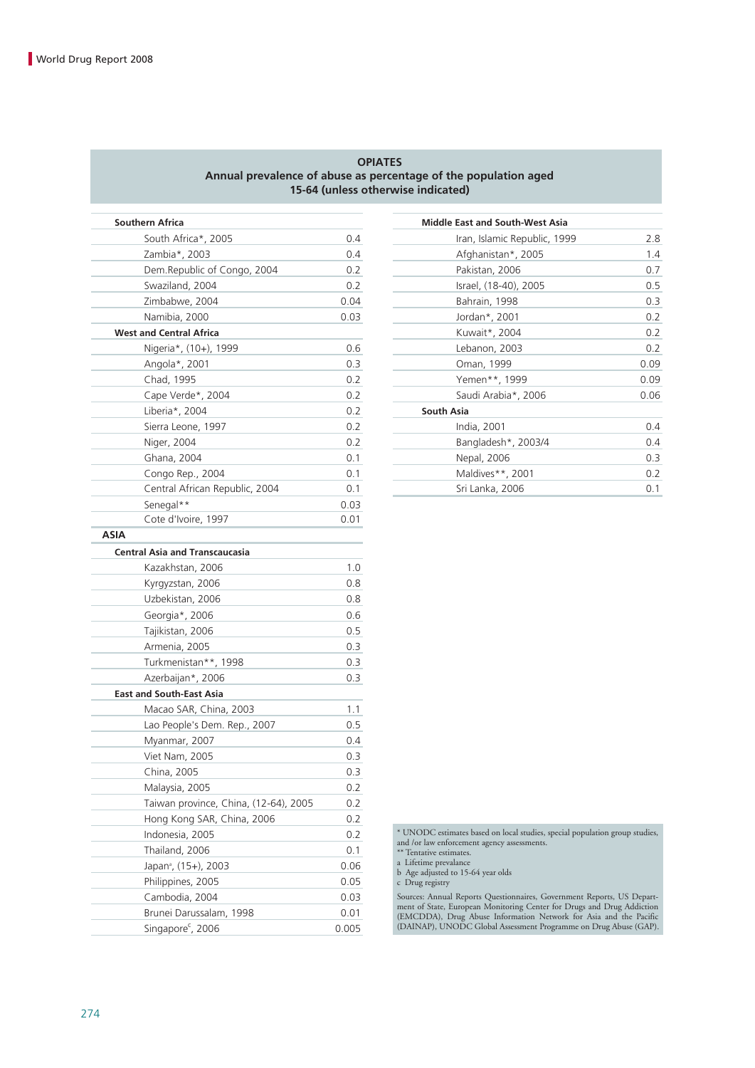**OPIATES**
**Annual prevalence of abuse as percentage of the population aged 15-64 (unless otherwise indicated)**

| Region / Country | Prevalence |
|---|---|
| **Southern Africa** | |
| South Africa*, 2005 | 0.4 |
| Zambia*, 2003 | 0.4 |
| Dem.Republic of Congo, 2004 | 0.2 |
| Swaziland, 2004 | 0.2 |
| Zimbabwe, 2004 | 0.04 |
| Namibia, 2000 | 0.03 |
| **West and Central Africa** | |
| Nigeria*, (10+), 1999 | 0.6 |
| Angola*, 2001 | 0.3 |
| Chad, 1995 | 0.2 |
| Cape Verde*, 2004 | 0.2 |
| Liberia*, 2004 | 0.2 |
| Sierra Leone, 1997 | 0.2 |
| Niger, 2004 | 0.2 |
| Ghana, 2004 | 0.1 |
| Congo Rep., 2004 | 0.1 |
| Central African Republic, 2004 | 0.1 |
| Senegal** | 0.03 |
| Cote d'Ivoire, 1997 | 0.01 |
| **ASIA** | |
| **Central Asia and Transcaucasia** | |
| Kazakhstan, 2006 | 1.0 |
| Kyrgyzstan, 2006 | 0.8 |
| Uzbekistan, 2006 | 0.8 |
| Georgia*, 2006 | 0.6 |
| Tajikistan, 2006 | 0.5 |
| Armenia, 2005 | 0.3 |
| Turkmenistan**, 1998 | 0.3 |
| Azerbaijan*, 2006 | 0.3 |
| **East and South-East Asia** | |
| Macao SAR, China, 2003 | 1.1 |
| Lao People's Dem. Rep., 2007 | 0.5 |
| Myanmar, 2007 | 0.4 |
| Viet Nam, 2005 | 0.3 |
| China, 2005 | 0.3 |
| Malaysia, 2005 | 0.2 |
| Taiwan province, China, (12-64), 2005 | 0.2 |
| Hong Kong SAR, China, 2006 | 0.2 |
| Indonesia, 2005 | 0.2 |
| Thailand, 2006 | 0.1 |
| Japan[a], (15+), 2003 | 0.06 |
| Philippines, 2005 | 0.05 |
| Cambodia, 2004 | 0.03 |
| Brunei Darussalam, 1998 | 0.01 |
| Singapore[c], 2006 | 0.005 |
| **Middle East and South-West Asia** | |
| Iran, Islamic Republic, 1999 | 2.8 |
| Afghanistan*, 2005 | 1.4 |
| Pakistan, 2006 | 0.7 |
| Israel, (18-40), 2005 | 0.5 |
| Bahrain, 1998 | 0.3 |
| Jordan*, 2001 | 0.2 |
| Kuwait*, 2004 | 0.2 |
| Lebanon, 2003 | 0.2 |
| Oman, 1999 | 0.09 |
| Yemen**, 1999 | 0.09 |
| Saudi Arabia*, 2006 | 0.06 |
| **South Asia** | |
| India, 2001 | 0.4 |
| Bangladesh*, 2003/4 | 0.4 |
| Nepal, 2006 | 0.3 |
| Maldives**, 2001 | 0.2 |
| Sri Lanka, 2006 | 0.1 |

\* UNODC estimates based on local studies, special population group studies, and /or law enforcement agency assessments.
** Tentative estimates.
a Lifetime prevalence
b Age adjusted to 15-64 year olds
c Drug registry

Sources: Annual Reports Questionnaires, Government Reports, US Department of State, European Monitoring Center for Drugs and Drug Addiction (EMCDDA), Drug Abuse Information Network for Asia and the Pacific (DAINAP), UNODC Global Assessment Programme on Drug Abuse (GAP).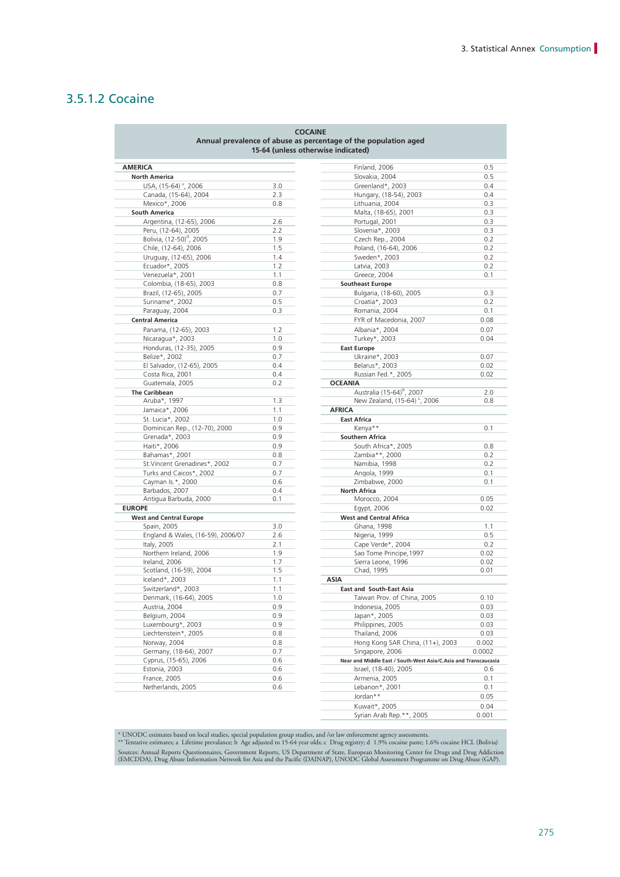## 3.5.1.2 Cocaine

**COCAINE**
**Annual prevalence of abuse as percentage of the population aged 15-64 (unless otherwise indicated)**

| Country | Prevalence |
|---|---|
| **AMERICA** | |
| **North America** | |
| USA, (15-64) [b], 2006 | 3.0 |
| Canada, (15-64), 2004 | 2.3 |
| Mexico*, 2006 | 0.8 |
| **South America** | |
| Argentina, (12-65), 2006 | 2.6 |
| Peru, (12-64), 2005 | 2.2 |
| Bolivia, (12-50)[d], 2005 | 1.9 |
| Chile, (12-64), 2006 | 1.5 |
| Uruguay, (12-65), 2006 | 1.4 |
| Ecuador*, 2005 | 1.2 |
| Venezuela*, 2001 | 1.1 |
| Colombia, (18-65), 2003 | 0.8 |
| Brazil, (12-65), 2005 | 0.7 |
| Suriname*, 2002 | 0.5 |
| Paraguay, 2004 | 0.3 |
| **Central America** | |
| Panama, (12-65), 2003 | 1.2 |
| Nicaragua*, 2003 | 1.0 |
| Honduras, (12-35), 2005 | 0.9 |
| Belize*, 2002 | 0.7 |
| El Salvador, (12-65), 2005 | 0.4 |
| Costa Rica, 2001 | 0.4 |
| Guatemala, 2005 | 0.2 |
| **The Caribbean** | |
| Aruba*, 1997 | 1.3 |
| Jamaica*, 2006 | 1.1 |
| St. Lucia*, 2002 | 1.0 |
| Dominican Rep., (12-70), 2000 | 0.9 |
| Grenada*, 2003 | 0.9 |
| Haiti*, 2006 | 0.9 |
| Bahamas*, 2001 | 0.8 |
| St.Vincent Grenadines*, 2002 | 0.7 |
| Turks and Caicos*, 2002 | 0.7 |
| Cayman Is.*, 2000 | 0.6 |
| Barbados, 2007 | 0.4 |
| Antigua Barbuda, 2000 | 0.1 |
| **EUROPE** | |
| **West and Central Europe** | |
| Spain, 2005 | 3.0 |
| England & Wales, (16-59), 2006/07 | 2.6 |
| Italy, 2005 | 2.1 |
| Northern Ireland, 2006 | 1.9 |
| Ireland, 2006 | 1.7 |
| Scotland, (16-59), 2004 | 1.5 |
| Iceland*, 2003 | 1.1 |
| Switzerland*, 2003 | 1.1 |
| Denmark, (16-64), 2005 | 1.0 |
| Austria, 2004 | 0.9 |
| Belgium, 2004 | 0.9 |
| Luxembourg*, 2003 | 0.9 |
| Liechtenstein*, 2005 | 0.8 |
| Norway, 2004 | 0.8 |
| Germany, (18-64), 2007 | 0.7 |
| Cyprus, (15-65), 2006 | 0.6 |
| Estonia, 2003 | 0.6 |
| France, 2005 | 0.6 |
| Netherlands, 2005 | 0.6 |
| Finland, 2006 | 0.5 |
| Slovakia, 2004 | 0.5 |
| Greenland*, 2003 | 0.4 |
| Hungary, (18-54), 2003 | 0.4 |
| Lithuania, 2004 | 0.3 |
| Malta, (18-65), 2001 | 0.3 |
| Portugal, 2001 | 0.3 |
| Slovenia*, 2003 | 0.3 |
| Czech Rep., 2004 | 0.2 |
| Poland, (16-64), 2006 | 0.2 |
| Sweden*, 2003 | 0.2 |
| Latvia, 2003 | 0.2 |
| Greece, 2004 | 0.1 |
| **Southeast Europe** | |
| Bulgaria, (18-60), 2005 | 0.3 |
| Croatia*, 2003 | 0.2 |
| Romania, 2004 | 0.1 |
| FYR of Macedonia, 2007 | 0.08 |
| Albania*, 2004 | 0.07 |
| Turkey*, 2003 | 0.04 |
| **East Europe** | |
| Ukraine*, 2003 | 0.07 |
| Belarus*, 2003 | 0.02 |
| Russian Fed.*, 2005 | 0.02 |
| **OCEANIA** | |
| Australia (15-64)[b], 2007 | 2.0 |
| New Zealand, (15-64) [b], 2006 | 0.8 |
| **AFRICA** | |
| **East Africa** | |
| Kenya** | 0.1 |
| **Southern Africa** | |
| South Africa*, 2005 | 0.8 |
| Zambia**, 2000 | 0.2 |
| Namibia, 1998 | 0.2 |
| Angola, 1999 | 0.1 |
| Zimbabwe, 2000 | 0.1 |
| **North Africa** | |
| Morocco, 2004 | 0.05 |
| Egypt, 2006 | 0.02 |
| **West and Central Africa** | |
| Ghana, 1998 | 1.1 |
| Nigeria, 1999 | 0.5 |
| Cape Verde*, 2004 | 0.2 |
| Sao Tome Principe,1997 | 0.02 |
| Sierra Leone, 1996 | 0.02 |
| Chad, 1995 | 0.01 |
| **ASIA** | |
| **East and South-East Asia** | |
| Taiwan Prov. of China, 2005 | 0.10 |
| Indonesia, 2005 | 0.03 |
| Japan*, 2005 | 0.03 |
| Philippines, 2005 | 0.03 |
| Thailand, 2006 | 0.03 |
| Hong Kong SAR China, (11+), 2003 | 0.002 |
| Singapore, 2006 | 0.0002 |
| **Near and Middle East / South-West Asia/C.Asia and Transcaucasia** | |
| Israel, (18-40), 2005 | 0.6 |
| Armenia, 2005 | 0.1 |
| Lebanon*, 2001 | 0.1 |
| Jordan** | 0.05 |
| Kuwait*, 2005 | 0.04 |
| Syrian Arab Rep.**, 2005 | 0.001 |

\* UNODC estimates based on local studies, special population group studies, and /or law enforcement agency assessments.
\*\* Tentative estimates; a Lifetime prevalance; b Age adjusted to 15-64 year olds; c Drug registry; d 1.9% cocaine paste; 1.6% cocaine HCL (Bolivia)

Sources: Annual Reports Questionnaires, Government Reports, US Department of State, European Monitoring Center for Drugs and Drug Addiction (EMCDDA), Drug Abuse Information Network for Asia and the Pacific (DAINAP), UNODC Global Assessment Programme on Drug Abuse (GAP).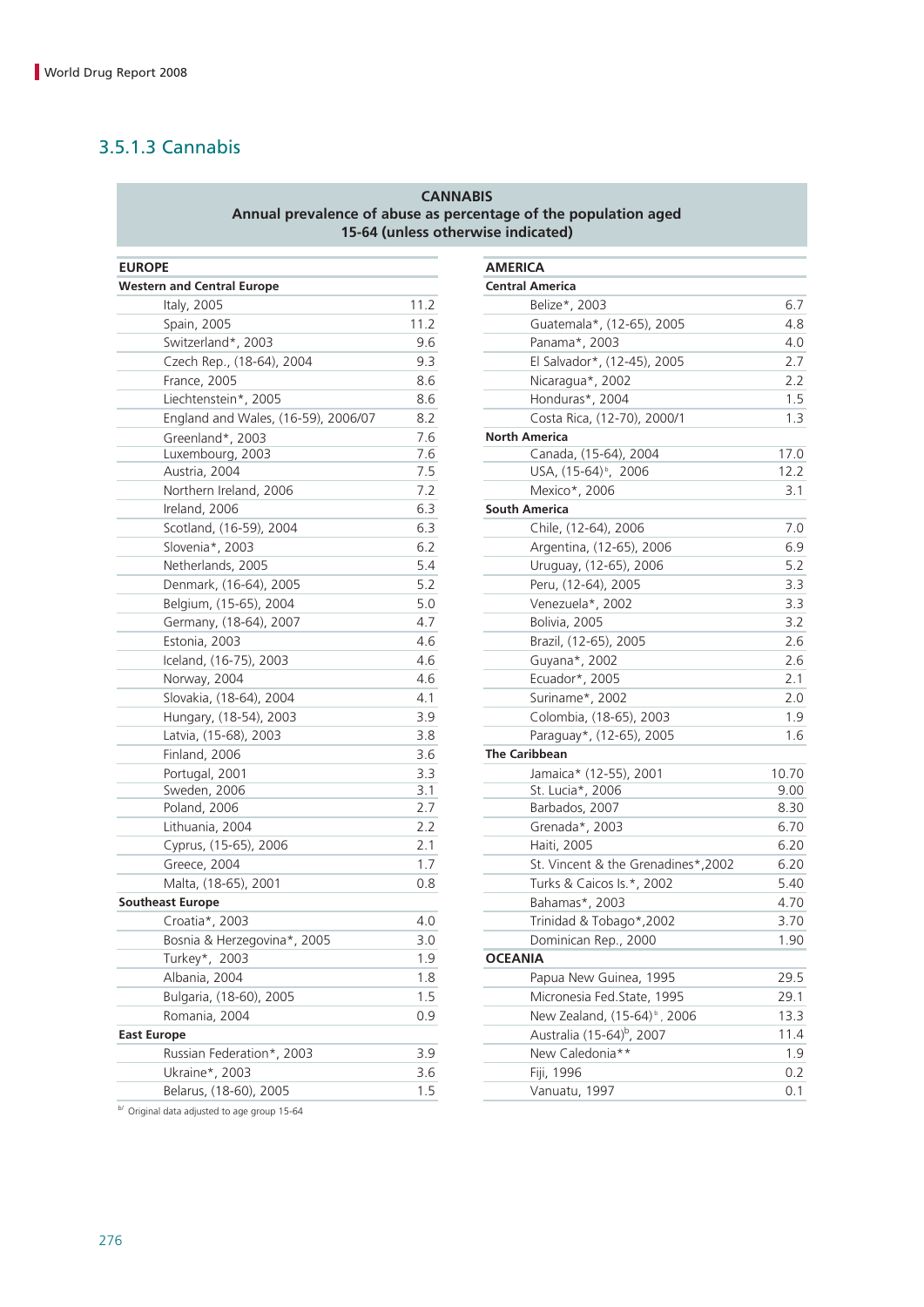## 3.5.1.3 Cannabis

**CANNABIS**
**Annual prevalence of abuse as percentage of the population aged 15-64 (unless otherwise indicated)**

| EUROPE | |
|---|---|
| **Western and Central Europe** | |
| Italy, 2005 | 11.2 |
| Spain, 2005 | 11.2 |
| Switzerland*, 2003 | 9.6 |
| Czech Rep., (18-64), 2004 | 9.3 |
| France, 2005 | 8.6 |
| Liechtenstein*, 2005 | 8.6 |
| England and Wales, (16-59), 2006/07 | 8.2 |
| Greenland*, 2003 | 7.6 |
| Luxembourg, 2003 | 7.6 |
| Austria, 2004 | 7.5 |
| Northern Ireland, 2006 | 7.2 |
| Ireland, 2006 | 6.3 |
| Scotland, (16-59), 2004 | 6.3 |
| Slovenia*, 2003 | 6.2 |
| Netherlands, 2005 | 5.4 |
| Denmark, (16-64), 2005 | 5.2 |
| Belgium, (15-65), 2004 | 5.0 |
| Germany, (18-64), 2007 | 4.7 |
| Estonia, 2003 | 4.6 |
| Iceland, (16-75), 2003 | 4.6 |
| Norway, 2004 | 4.6 |
| Slovakia, (18-64), 2004 | 4.1 |
| Hungary, (18-54), 2003 | 3.9 |
| Latvia, (15-68), 2003 | 3.8 |
| Finland, 2006 | 3.6 |
| Portugal, 2001 | 3.3 |
| Sweden, 2006 | 3.1 |
| Poland, 2006 | 2.7 |
| Lithuania, 2004 | 2.2 |
| Cyprus, (15-65), 2006 | 2.1 |
| Greece, 2004 | 1.7 |
| Malta, (18-65), 2001 | 0.8 |
| **Southeast Europe** | |
| Croatia*, 2003 | 4.0 |
| Bosnia & Herzegovina*, 2005 | 3.0 |
| Turkey*, 2003 | 1.9 |
| Albania, 2004 | 1.8 |
| Bulgaria, (18-60), 2005 | 1.5 |
| Romania, 2004 | 0.9 |
| **East Europe** | |
| Russian Federation*, 2003 | 3.9 |
| Ukraine*, 2003 | 3.6 |
| Belarus, (18-60), 2005 | 1.5 |

| AMERICA | |
|---|---|
| **Central America** | |
| Belize*, 2003 | 6.7 |
| Guatemala*, (12-65), 2005 | 4.8 |
| Panama*, 2003 | 4.0 |
| El Salvador*, (12-45), 2005 | 2.7 |
| Nicaragua*, 2002 | 2.2 |
| Honduras*, 2004 | 1.5 |
| Costa Rica, (12-70), 2000/1 | 1.3 |
| **North America** | |
| Canada, (15-64), 2004 | 17.0 |
| USA, (15-64)[b], 2006 | 12.2 |
| Mexico*, 2006 | 3.1 |
| **South America** | |
| Chile, (12-64), 2006 | 7.0 |
| Argentina, (12-65), 2006 | 6.9 |
| Uruguay, (12-65), 2006 | 5.2 |
| Peru, (12-64), 2005 | 3.3 |
| Venezuela*, 2002 | 3.3 |
| Bolivia, 2005 | 3.2 |
| Brazil, (12-65), 2005 | 2.6 |
| Guyana*, 2002 | 2.6 |
| Ecuador*, 2005 | 2.1 |
| Suriname*, 2002 | 2.0 |
| Colombia, (18-65), 2003 | 1.9 |
| Paraguay*, (12-65), 2005 | 1.6 |
| **The Caribbean** | |
| Jamaica* (12-55), 2001 | 10.70 |
| St. Lucia*, 2006 | 9.00 |
| Barbados, 2007 | 8.30 |
| Grenada*, 2003 | 6.70 |
| Haiti, 2005 | 6.20 |
| St. Vincent & the Grenadines*,2002 | 6.20 |
| Turks & Caicos Is.*, 2002 | 5.40 |
| Bahamas*, 2003 | 4.70 |
| Trinidad & Tobago*,2002 | 3.70 |
| Dominican Rep., 2000 | 1.90 |

| OCEANIA | |
|---|---|
| Papua New Guinea, 1995 | 29.5 |
| Micronesia Fed.State, 1995 | 29.1 |
| New Zealand, (15-64)[b], 2006 | 13.3 |
| Australia (15-64)[b], 2007 | 11.4 |
| New Caledonia** | 1.9 |
| Fiji, 1996 | 0.2 |
| Vanuatu, 1997 | 0.1 |

[b/] Original data adjusted to age group 15-64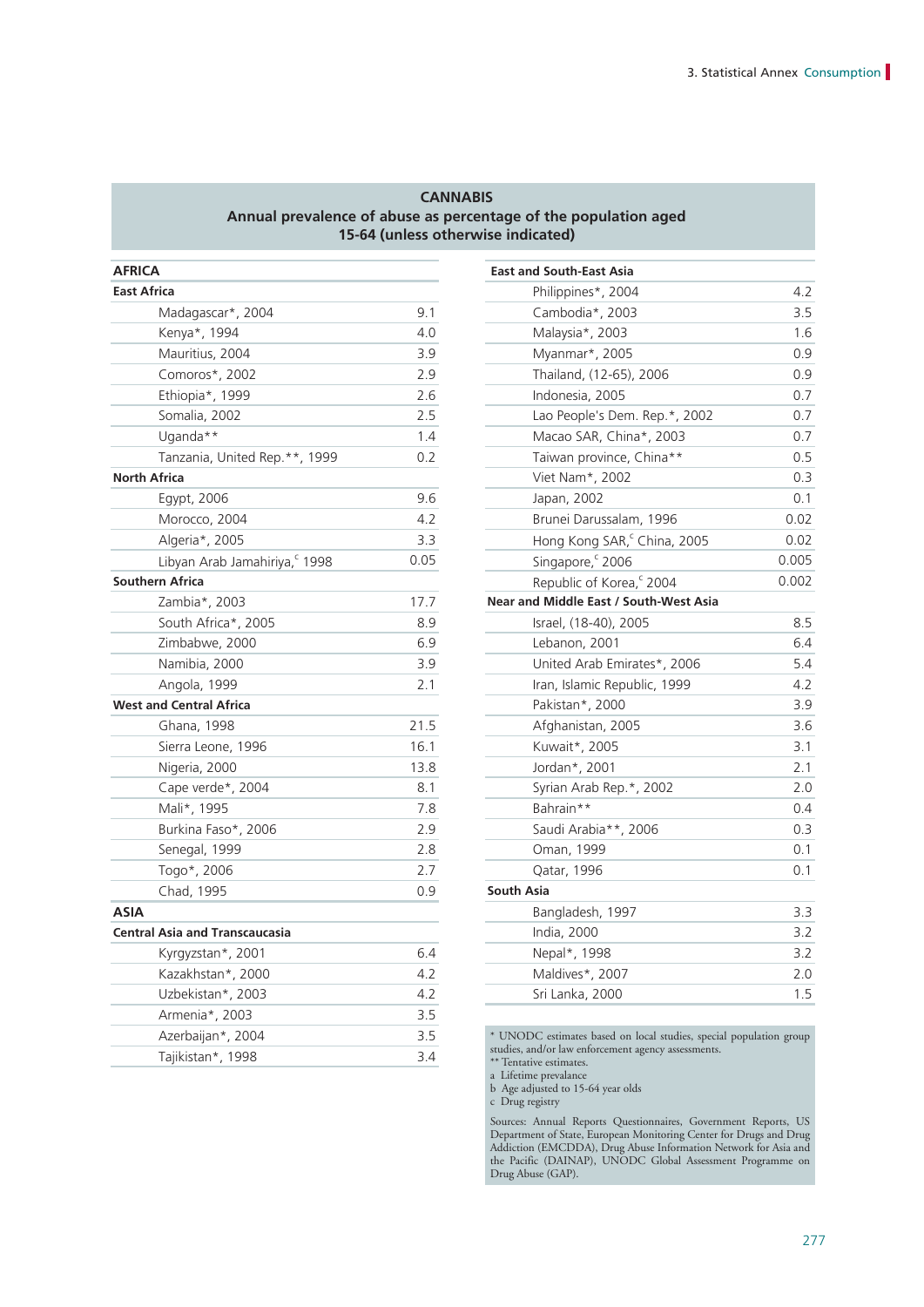## CANNABIS

### Annual prevalence of abuse as percentage of the population aged 15-64 (unless otherwise indicated)

| Region / Country | Prevalence |
|---|---|
| **AFRICA** | |
| **East Africa** | |
| Madagascar*, 2004 | 9.1 |
| Kenya*, 1994 | 4.0 |
| Mauritius, 2004 | 3.9 |
| Comoros*, 2002 | 2.9 |
| Ethiopia*, 1999 | 2.6 |
| Somalia, 2002 | 2.5 |
| Uganda** | 1.4 |
| Tanzania, United Rep.**, 1999 | 0.2 |
| **North Africa** | |
| Egypt, 2006 | 9.6 |
| Morocco, 2004 | 4.2 |
| Algeria*, 2005 | 3.3 |
| Libyan Arab Jamahiriya,[c] 1998 | 0.05 |
| **Southern Africa** | |
| Zambia*, 2003 | 17.7 |
| South Africa*, 2005 | 8.9 |
| Zimbabwe, 2000 | 6.9 |
| Namibia, 2000 | 3.9 |
| Angola, 1999 | 2.1 |
| **West and Central Africa** | |
| Ghana, 1998 | 21.5 |
| Sierra Leone, 1996 | 16.1 |
| Nigeria, 2000 | 13.8 |
| Cape verde*, 2004 | 8.1 |
| Mali*, 1995 | 7.8 |
| Burkina Faso*, 2006 | 2.9 |
| Senegal, 1999 | 2.8 |
| Togo*, 2006 | 2.7 |
| Chad, 1995 | 0.9 |
| **ASIA** | |
| **Central Asia and Transcaucasia** | |
| Kyrgyzstan*, 2001 | 6.4 |
| Kazakhstan*, 2000 | 4.2 |
| Uzbekistan*, 2003 | 4.2 |
| Armenia*, 2003 | 3.5 |
| Azerbaijan*, 2004 | 3.5 |
| Tajikistan*, 1998 | 3.4 |
| **East and South-East Asia** | |
| Philippines*, 2004 | 4.2 |
| Cambodia*, 2003 | 3.5 |
| Malaysia*, 2003 | 1.6 |
| Myanmar*, 2005 | 0.9 |
| Thailand, (12-65), 2006 | 0.9 |
| Indonesia, 2005 | 0.7 |
| Lao People's Dem. Rep.*, 2002 | 0.7 |
| Macao SAR, China*, 2003 | 0.7 |
| Taiwan province, China** | 0.5 |
| Viet Nam*, 2002 | 0.3 |
| Japan, 2002 | 0.1 |
| Brunei Darussalam, 1996 | 0.02 |
| Hong Kong SAR,[c] China, 2005 | 0.02 |
| Singapore,[c] 2006 | 0.005 |
| Republic of Korea,[c] 2004 | 0.002 |
| **Near and Middle East / South-West Asia** | |
| Israel, (18-40), 2005 | 8.5 |
| Lebanon, 2001 | 6.4 |
| United Arab Emirates*, 2006 | 5.4 |
| Iran, Islamic Republic, 1999 | 4.2 |
| Pakistan*, 2000 | 3.9 |
| Afghanistan, 2005 | 3.6 |
| Kuwait*, 2005 | 3.1 |
| Jordan*, 2001 | 2.1 |
| Syrian Arab Rep.*, 2002 | 2.0 |
| Bahrain** | 0.4 |
| Saudi Arabia**, 2006 | 0.3 |
| Oman, 1999 | 0.1 |
| Qatar, 1996 | 0.1 |
| **South Asia** | |
| Bangladesh, 1997 | 3.3 |
| India, 2000 | 3.2 |
| Nepal*, 1998 | 3.2 |
| Maldives*, 2007 | 2.0 |
| Sri Lanka, 2000 | 1.5 |

\* UNODC estimates based on local studies, special population group studies, and/or law enforcement agency assessments.
\*\* Tentative estimates.
a Lifetime prevalance
b Age adjusted to 15-64 year olds
c Drug registry

Sources: Annual Reports Questionnaires, Government Reports, US Department of State, European Monitoring Center for Drugs and Drug Addiction (EMCDDA), Drug Abuse Information Network for Asia and the Pacific (DAINAP), UNODC Global Assessment Programme on Drug Abuse (GAP).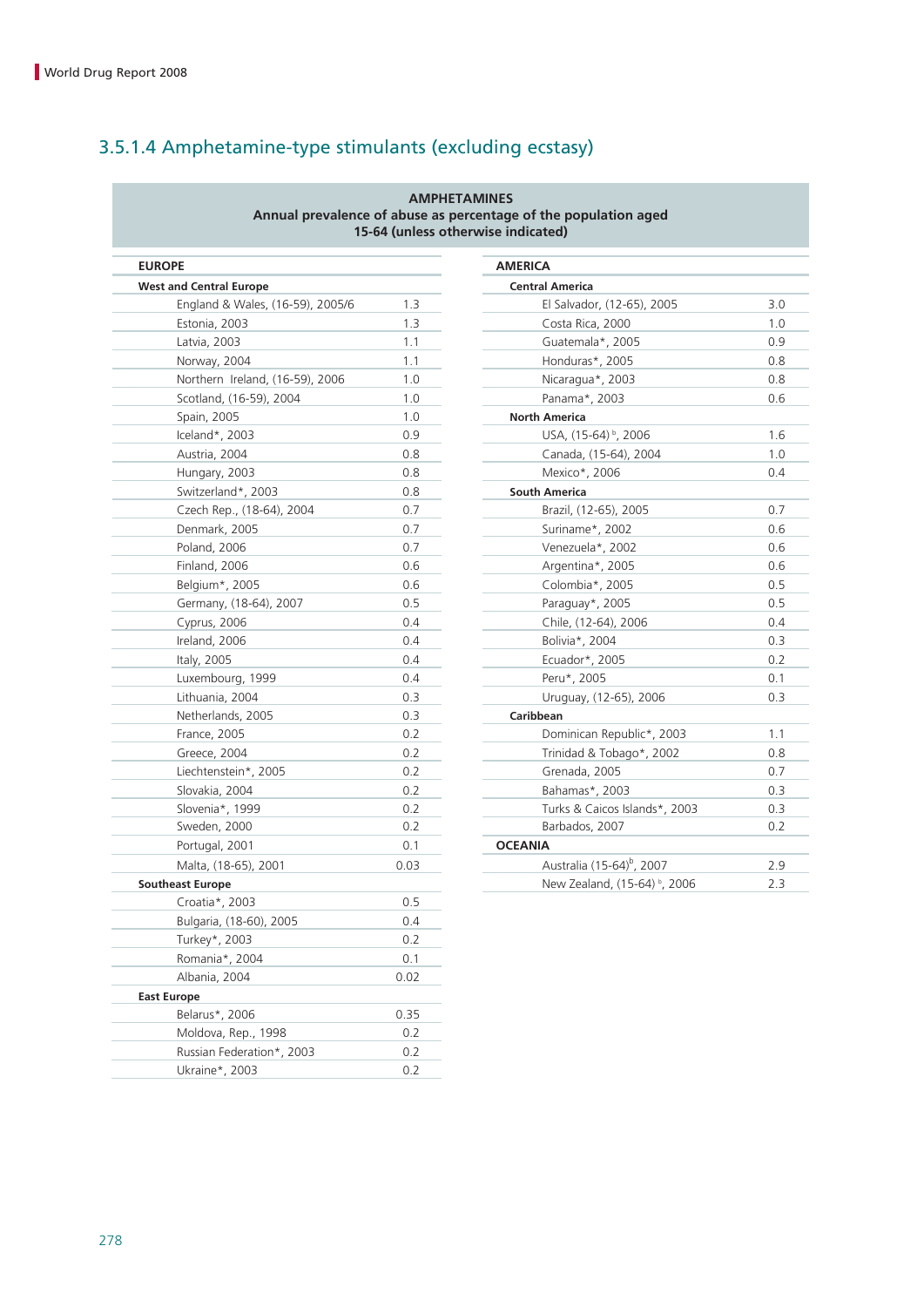## 3.5.1.4 Amphetamine-type stimulants (excluding ecstasy)

**AMPHETAMINES**
**Annual prevalence of abuse as percentage of the population aged 15-64 (unless otherwise indicated)**

| EUROPE | |
|---|---|
| **West and Central Europe** | |
| England & Wales, (16-59), 2005/6 | 1.3 |
| Estonia, 2003 | 1.3 |
| Latvia, 2003 | 1.1 |
| Norway, 2004 | 1.1 |
| Northern Ireland, (16-59), 2006 | 1.0 |
| Scotland, (16-59), 2004 | 1.0 |
| Spain, 2005 | 1.0 |
| Iceland*, 2003 | 0.9 |
| Austria, 2004 | 0.8 |
| Hungary, 2003 | 0.8 |
| Switzerland*, 2003 | 0.8 |
| Czech Rep., (18-64), 2004 | 0.7 |
| Denmark, 2005 | 0.7 |
| Poland, 2006 | 0.7 |
| Finland, 2006 | 0.6 |
| Belgium*, 2005 | 0.6 |
| Germany, (18-64), 2007 | 0.5 |
| Cyprus, 2006 | 0.4 |
| Ireland, 2006 | 0.4 |
| Italy, 2005 | 0.4 |
| Luxembourg, 1999 | 0.4 |
| Lithuania, 2004 | 0.3 |
| Netherlands, 2005 | 0.3 |
| France, 2005 | 0.2 |
| Greece, 2004 | 0.2 |
| Liechtenstein*, 2005 | 0.2 |
| Slovakia, 2004 | 0.2 |
| Slovenia*, 1999 | 0.2 |
| Sweden, 2000 | 0.2 |
| Portugal, 2001 | 0.1 |
| Malta, (18-65), 2001 | 0.03 |
| **Southeast Europe** | |
| Croatia*, 2003 | 0.5 |
| Bulgaria, (18-60), 2005 | 0.4 |
| Turkey*, 2003 | 0.2 |
| Romania*, 2004 | 0.1 |
| Albania, 2004 | 0.02 |
| **East Europe** | |
| Belarus*, 2006 | 0.35 |
| Moldova, Rep., 1998 | 0.2 |
| Russian Federation*, 2003 | 0.2 |
| Ukraine*, 2003 | 0.2 |

| AMERICA | |
|---|---|
| **Central America** | |
| El Salvador, (12-65), 2005 | 3.0 |
| Costa Rica, 2000 | 1.0 |
| Guatemala*, 2005 | 0.9 |
| Honduras*, 2005 | 0.8 |
| Nicaragua*, 2003 | 0.8 |
| Panama*, 2003 | 0.6 |
| **North America** | |
| USA, (15-64) [b], 2006 | 1.6 |
| Canada, (15-64), 2004 | 1.0 |
| Mexico*, 2006 | 0.4 |
| **South America** | |
| Brazil, (12-65), 2005 | 0.7 |
| Suriname*, 2002 | 0.6 |
| Venezuela*, 2002 | 0.6 |
| Argentina*, 2005 | 0.6 |
| Colombia*, 2005 | 0.5 |
| Paraguay*, 2005 | 0.5 |
| Chile, (12-64), 2006 | 0.4 |
| Bolivia*, 2004 | 0.3 |
| Ecuador*, 2005 | 0.2 |
| Peru*, 2005 | 0.1 |
| Uruguay, (12-65), 2006 | 0.3 |
| **Caribbean** | |
| Dominican Republic*, 2003 | 1.1 |
| Trinidad & Tobago*, 2002 | 0.8 |
| Grenada, 2005 | 0.7 |
| Bahamas*, 2003 | 0.3 |
| Turks & Caicos Islands*, 2003 | 0.3 |
| Barbados, 2007 | 0.2 |
| **OCEANIA** | |
| Australia (15-64)[b], 2007 | 2.9 |
| New Zealand, (15-64) [b], 2006 | 2.3 |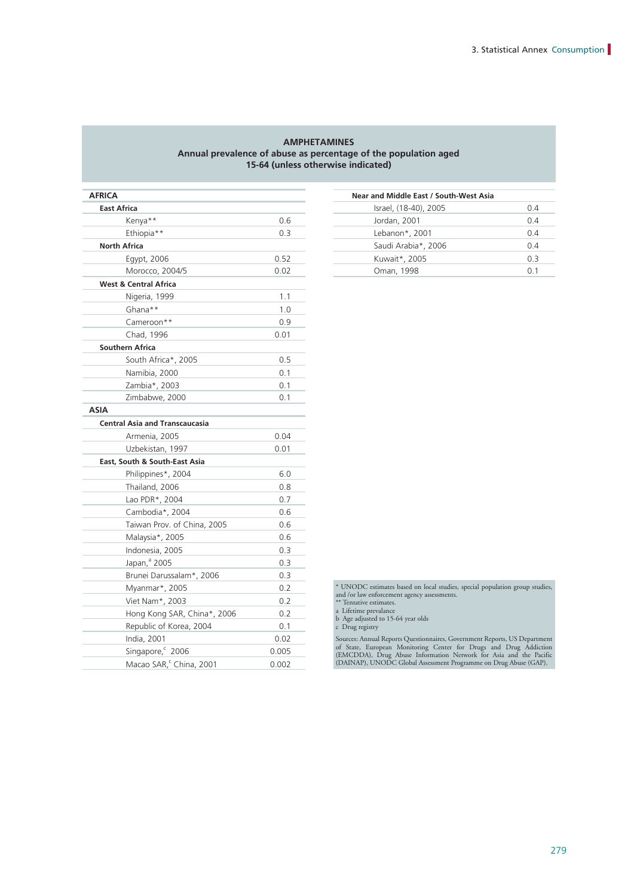**AMPHETAMINES**
**Annual prevalence of abuse as percentage of the population aged 15-64 (unless otherwise indicated)**

| **AFRICA** | |
|---|---|
| **East Africa** | |
| Kenya** | 0.6 |
| Ethiopia** | 0.3 |
| **North Africa** | |
| Egypt, 2006 | 0.52 |
| Morocco, 2004/5 | 0.02 |
| **West & Central Africa** | |
| Nigeria, 1999 | 1.1 |
| Ghana** | 1.0 |
| Cameroon** | 0.9 |
| Chad, 1996 | 0.01 |
| **Southern Africa** | |
| South Africa*, 2005 | 0.5 |
| Namibia, 2000 | 0.1 |
| Zambia*, 2003 | 0.1 |
| Zimbabwe, 2000 | 0.1 |
| **ASIA** | |
| **Central Asia and Transcaucasia** | |
| Armenia, 2005 | 0.04 |
| Uzbekistan, 1997 | 0.01 |
| **East, South & South-East Asia** | |
| Philippines*, 2004 | 6.0 |
| Thailand, 2006 | 0.8 |
| Lao PDR*, 2004 | 0.7 |
| Cambodia*, 2004 | 0.6 |
| Taiwan Prov. of China, 2005 | 0.6 |
| Malaysia*, 2005 | 0.6 |
| Indonesia, 2005 | 0.3 |
| Japan,[a] 2005 | 0.3 |
| Brunei Darussalam*, 2006 | 0.3 |
| Myanmar*, 2005 | 0.2 |
| Viet Nam*, 2003 | 0.2 |
| Hong Kong SAR, China*, 2006 | 0.2 |
| Republic of Korea, 2004 | 0.1 |
| India, 2001 | 0.02 |
| Singapore,[c] 2006 | 0.005 |
| Macao SAR,[c] China, 2001 | 0.002 |
| **Near and Middle East / South-West Asia** | |
| Israel, (18-40), 2005 | 0.4 |
| Jordan, 2001 | 0.4 |
| Lebanon*, 2001 | 0.4 |
| Saudi Arabia*, 2006 | 0.4 |
| Kuwait*, 2005 | 0.3 |
| Oman, 1998 | 0.1 |

\* UNODC estimates based on local studies, special population group studies, and /or law enforcement agency assessments.
** Tentative estimates.
a Lifetime prevalence
b Age adjusted to 15-64 year olds
c Drug registry

Sources: Annual Reports Questionnaires, Government Reports, US Department of State, European Monitoring Center for Drugs and Drug Addiction (EMCDDA), Drug Abuse Information Network for Asia and the Pacific (DAINAP), UNODC Global Assessment Programme on Drug Abuse (GAP).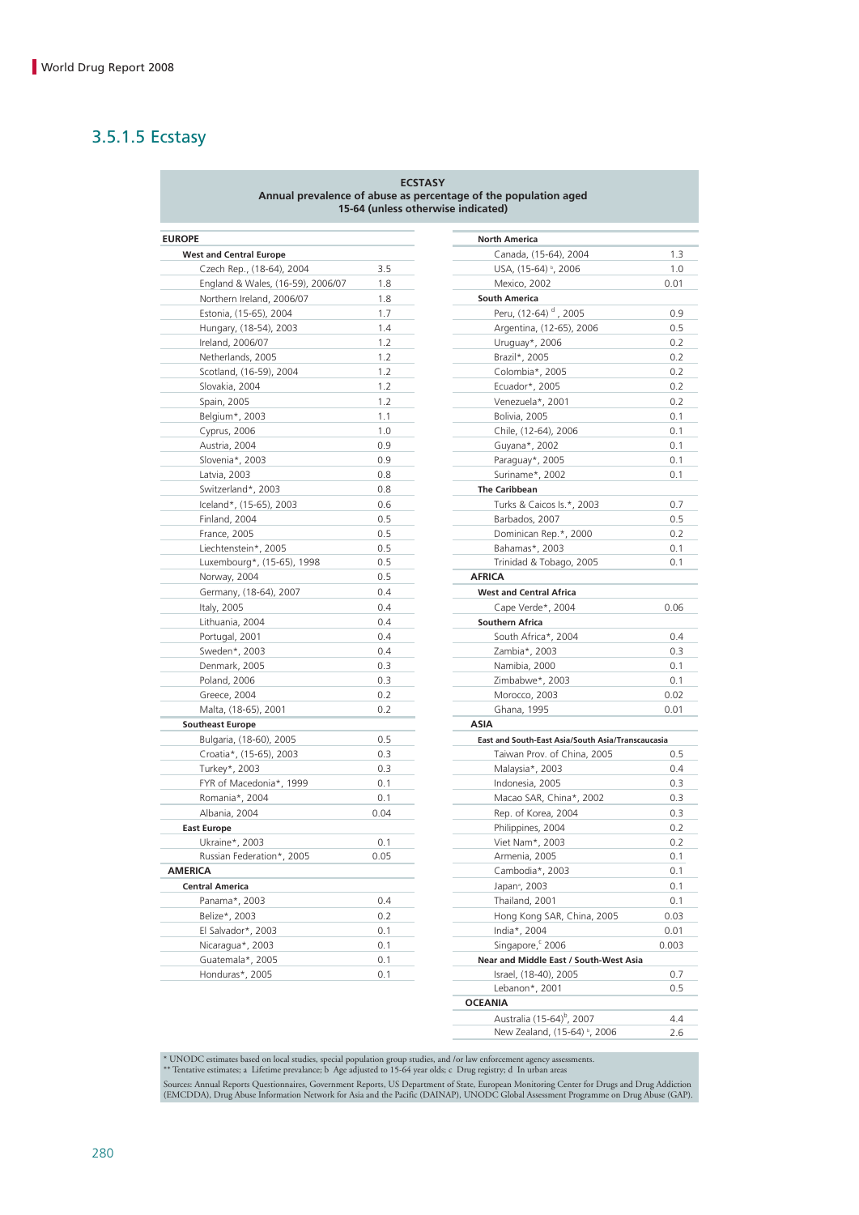## 3.5.1.5 Ecstasy

**ECSTASY**
**Annual prevalence of abuse as percentage of the population aged 15-64 (unless otherwise indicated)**

| Region / Country | Prevalence |
|---|---|
| **EUROPE** | |
| **West and Central Europe** | |
| Czech Rep., (18-64), 2004 | 3.5 |
| England & Wales, (16-59), 2006/07 | 1.8 |
| Northern Ireland, 2006/07 | 1.8 |
| Estonia, (15-65), 2004 | 1.7 |
| Hungary, (18-54), 2003 | 1.4 |
| Ireland, 2006/07 | 1.2 |
| Netherlands, 2005 | 1.2 |
| Scotland, (16-59), 2004 | 1.2 |
| Slovakia, 2004 | 1.2 |
| Spain, 2005 | 1.2 |
| Belgium*, 2003 | 1.1 |
| Cyprus, 2006 | 1.0 |
| Austria, 2004 | 0.9 |
| Slovenia*, 2003 | 0.9 |
| Latvia, 2003 | 0.8 |
| Switzerland*, 2003 | 0.8 |
| Iceland*, (15-65), 2003 | 0.6 |
| Finland, 2004 | 0.5 |
| France, 2005 | 0.5 |
| Liechtenstein*, 2005 | 0.5 |
| Luxembourg*, (15-65), 1998 | 0.5 |
| Norway, 2004 | 0.5 |
| Germany, (18-64), 2007 | 0.4 |
| Italy, 2005 | 0.4 |
| Lithuania, 2004 | 0.4 |
| Portugal, 2001 | 0.4 |
| Sweden*, 2003 | 0.4 |
| Denmark, 2005 | 0.3 |
| Poland, 2006 | 0.3 |
| Greece, 2004 | 0.2 |
| Malta, (18-65), 2001 | 0.2 |
| **Southeast Europe** | |
| Bulgaria, (18-60), 2005 | 0.5 |
| Croatia*, (15-65), 2003 | 0.3 |
| Turkey*, 2003 | 0.3 |
| FYR of Macedonia*, 1999 | 0.1 |
| Romania*, 2004 | 0.1 |
| Albania, 2004 | 0.04 |
| **East Europe** | |
| Ukraine*, 2003 | 0.1 |
| Russian Federation*, 2005 | 0.05 |
| **AMERICA** | |
| **Central America** | |
| Panama*, 2003 | 0.4 |
| Belize*, 2003 | 0.2 |
| El Salvador*, 2003 | 0.1 |
| Nicaragua*, 2003 | 0.1 |
| Guatemala*, 2005 | 0.1 |
| Honduras*, 2005 | 0.1 |
| **North America** | |
| Canada, (15-64), 2004 | 1.3 |
| USA, (15-64) [b], 2006 | 1.0 |
| Mexico, 2002 | 0.01 |
| **South America** | |
| Peru, (12-64) [d], 2005 | 0.9 |
| Argentina, (12-65), 2006 | 0.5 |
| Uruguay*, 2006 | 0.2 |
| Brazil*, 2005 | 0.2 |
| Colombia*, 2005 | 0.2 |
| Ecuador*, 2005 | 0.2 |
| Venezuela*, 2001 | 0.2 |
| Bolivia, 2005 | 0.1 |
| Chile, (12-64), 2006 | 0.1 |
| Guyana*, 2002 | 0.1 |
| Paraguay*, 2005 | 0.1 |
| Suriname*, 2002 | 0.1 |
| **The Caribbean** | |
| Turks & Caicos Is.*, 2003 | 0.7 |
| Barbados, 2007 | 0.5 |
| Dominican Rep.*, 2000 | 0.2 |
| Bahamas*, 2003 | 0.1 |
| Trinidad & Tobago, 2005 | 0.1 |
| **AFRICA** | |
| **West and Central Africa** | |
| Cape Verde*, 2004 | 0.06 |
| **Southern Africa** | |
| South Africa*, 2004 | 0.4 |
| Zambia*, 2003 | 0.3 |
| Namibia, 2000 | 0.1 |
| Zimbabwe*, 2003 | 0.1 |
| Morocco, 2003 | 0.02 |
| Ghana, 1995 | 0.01 |
| **ASIA** | |
| **East and South-East Asia/South Asia/Transcaucasia** | |
| Taiwan Prov. of China, 2005 | 0.5 |
| Malaysia*, 2003 | 0.4 |
| Indonesia, 2005 | 0.3 |
| Macao SAR, China*, 2002 | 0.3 |
| Rep. of Korea, 2004 | 0.3 |
| Philippines, 2004 | 0.2 |
| Viet Nam*, 2003 | 0.2 |
| Armenia, 2005 | 0.1 |
| Cambodia*, 2003 | 0.1 |
| Japan[a], 2003 | 0.1 |
| Thailand, 2001 | 0.1 |
| Hong Kong SAR, China, 2005 | 0.03 |
| India*, 2004 | 0.01 |
| Singapore,[c] 2006 | 0.003 |
| **Near and Middle East / South-West Asia** | |
| Israel, (18-40), 2005 | 0.7 |
| Lebanon*, 2001 | 0.5 |
| **OCEANIA** | |
| Australia (15-64)[b], 2007 | 4.4 |
| New Zealand, (15-64) [b], 2006 | 2.6 |

\* UNODC estimates based on local studies, special population group studies, and /or law enforcement agency assessments.
\** Tentative estimates; a Lifetime prevalance; b Age adjusted to 15-64 year olds; c Drug registry; d In urban areas

Sources: Annual Reports Questionnaires, Government Reports, US Department of State, European Monitoring Center for Drugs and Drug Addiction (EMCDDA), Drug Abuse Information Network for Asia and the Pacific (DAINAP), UNODC Global Assessment Programme on Drug Abuse (GAP).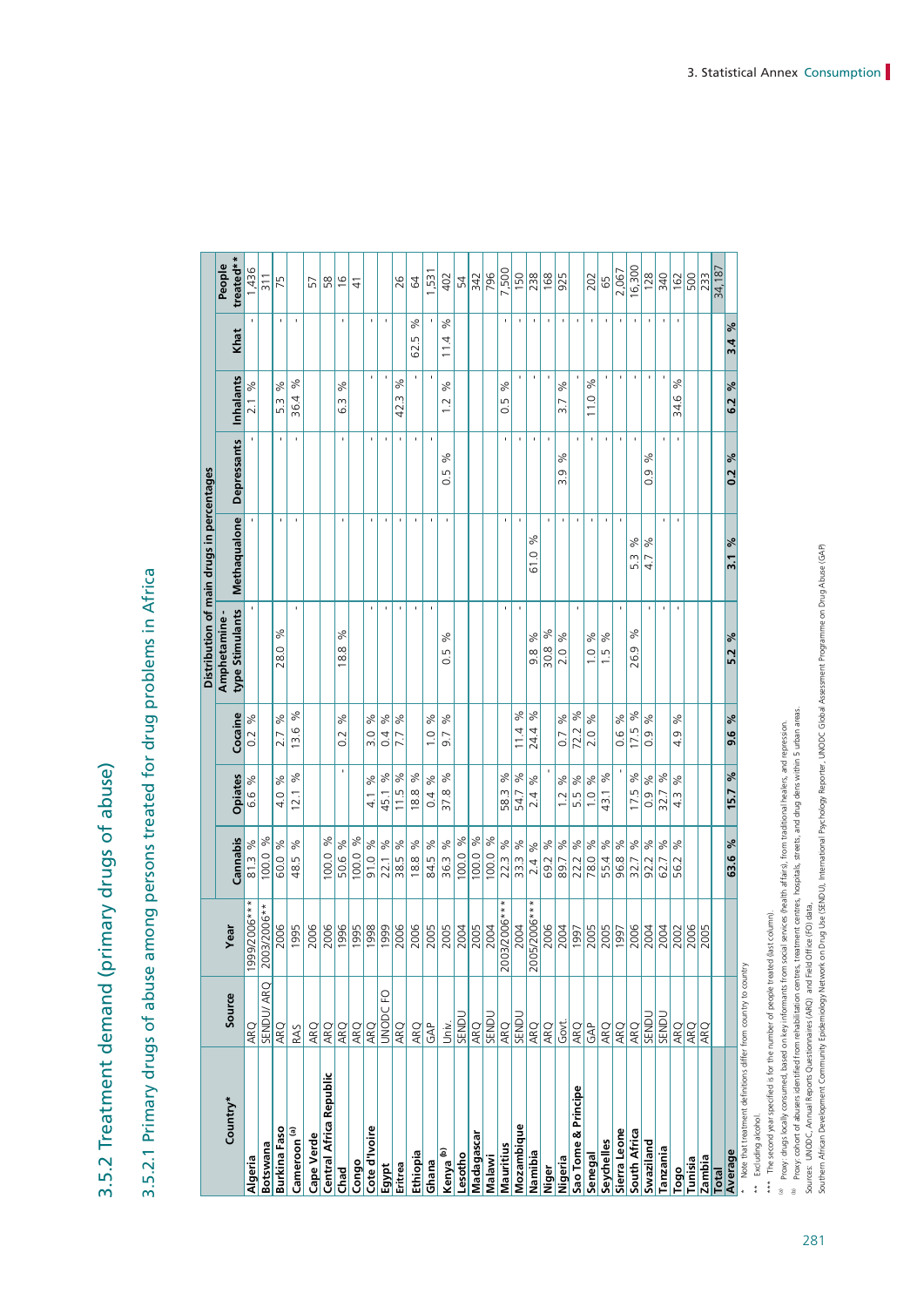# 3.5.2 Treatment demand (primary drugs of abuse)

## 3.5.2.1 Primary drugs of abuse among persons treated for drug problems in Africa

| Country* | Source | Year | Distribution of main drugs in percentages | | | | | | | | People treated** |
|---|---|---|---|---|---|---|---|---|---|---|---|
| | | | Cannabis | Opiates | Cocaine | Amphetamine-type Stimulants | Methaqualone | Depressants | Inhalants | Khat | |
| **Algeria** | ARQ | 1999/2006*** | 81.3 % | 6.6 % | 0.2 % | - | - | - | 2.1 % | - | 1,436 |
| **Botswana** | SENDU/ ARQ | 2003/2006** | 100.0 % | | | | | | | | 311 |
| **Burkina Faso** | ARQ | 2006 | 60.0 % | 4.0 % | 2.7 % | 28.0 % | - | - | 5.3 % | - | 75 |
| **Cameroon [a]** | RAS | 1995 | 48.5 % | 12.1 % | 13.6 % | - | - | - | 36.4 % | - | |
| **Cape Verde** | ARQ | 2006 | | | | | | | | | 57 |
| **Central Africa Republic** | ARQ | 2006 | 100.0 % | | | | | | | | 58 |
| **Chad** | ARQ | 1996 | 50.6 % | - | 0.2 % | 18.8 % | - | - | 6.3 % | - | 16 |
| **Congo** | ARQ | 1995 | 100.0 % | | | | | | | | 41 |
| **Cote d'Ivoire** | ARQ | 1998 | 91.0 % | 4.1 % | 3.0 % | - | - | - | - | - | |
| **Egypt** | UNODC FO | 1999 | 22.1 % | 45.1 % | 0.4 % | - | - | - | - | - | |
| **Eritrea** | ARQ | 2006 | 38.5 % | 11.5 % | 7.7 % | - | - | - | 42.3 % | - | 26 |
| **Ethiopia** | ARQ | 2006 | 18.8 % | 18.8 % | | - | - | - | - | 62.5 % | 64 |
| **Ghana** | GAP | 2005 | 84.5 % | 0.4 % | 1.0 % | - | - | - | - | - | 1,531 |
| **Kenya [b]** | Univ. | 2005 | 36.3 % | 37.8 % | 9.7 % | 0.5 % | - | 0.5 % | 1.2 % | 11.4 % | 402 |
| **Lesotho** | SENDU | 2004 | 100.0 % | | | | | | | | 54 |
| **Madagascar** | ARQ | 2005 | 100.0 % | | | | | | | | 342 |
| **Malawi** | SENDU | 2004 | 100.0 % | | | | | | | | 796 |
| **Mauritius** | ARQ | 2003/2006*** | 22.3 % | 58.3 % | | - | - | - | 0.5 % | - | 7,500 |
| **Mozambique** | SENDU | 2004 | 33.3 % | 54.7 % | 11.4 % | - | - | - | - | - | 150 |
| **Namibia** | ARQ | 2005/2006*** | 2.4 % | 2.4 % | 24.4 % | 9.8 % | 61.0 % | - | - | - | 238 |
| **Niger** | ARQ | 2006 | 69.2 % | - | | 30.8 % | - | - | - | - | 168 |
| **Nigeria** | Govt. | 2004 | 89.7 % | 1.2 % | 0.7 % | 2.0 % | - | 3.9 % | 3.7 % | - | 925 |
| **Sao Tome & Principe** | ARQ | 1997 | 22.2 % | 5.5 % | 72.2 % | - | - | - | - | - | |
| **Senegal** | GAP | 2005 | 78.0 % | 1.0 % | 2.0 % | 1.0 % | - | - | 11.0 % | - | 202 |
| **Seychelles** | ARQ | 2005 | 55.4 % | 43.1 % | | 1.5 % | - | - | - | - | 65 |
| **Sierra Leone** | ARQ | 1997 | 96.8 % | - | 0.6 % | - | - | - | - | - | 2,067 |
| **South Africa** | ARQ | 2006 | 32.7 % | 17.5 % | 17.5 % | 26.9 % | 5.3 % | - | - | - | 16,300 |
| **Swaziland** | SENDU | 2004 | 92.2 % | 0.9 % | 0.9 % | - | 4.7 % | 0.9 % | - | - | 128 |
| **Tanzania** | SENDU | 2004 | 62.7 % | 32.7 % | | - | - | - | - | - | 340 |
| **Togo** | ARQ | 2002 | 56.2 % | 4.3 % | 4.9 % | - | - | - | 34.6 % | - | 162 |
| **Tunisia** | ARQ | 2006 | | | | | | | | | 500 |
| **Zambia** | ARQ | 2005 | | | | | | | | | 233 |
| **Total** | | | | | | | | | | | 34,187 |
| **Average** | | | **63.6 %** | **15.7 %** | **9.6 %** | **5.2 %** | **3.1 %** | **0.2 %** | **6.2 %** | **3.4 %** | |

\* Note that treatment definitions differ from country to country.

\*\* Excluding alcohol.

\*\*\* The second year specified is for the number of people treated (last column).

[a] Proxy: drugs locally consumed, based on key informants from social services (health affairs), from traditional healers, and repression.

[b] Proxy: cohort of abusers identified from rehabilitation centres, treatment centres, hospitals, streets, and drug dens within 5 urban areas.

Sources: UNODC, Annual Reports Questionnaires (ARQ) and Field Office (FO) data,
Southern African Development Community Epidemiology Network on Drug Use (SENDU), International Psychology Reporter, UNODC Global Assessment Programme on Drug Abuse (GAP)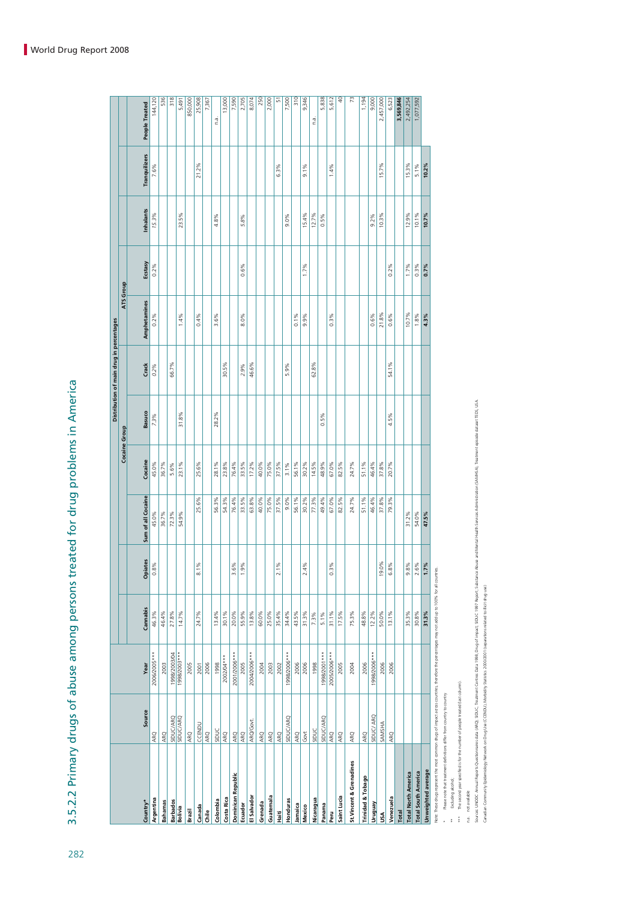# 3.5.2.2 Primary drugs of abuse among persons treated for drug problems in America

| Country* | Source | Year | Distribution of main drug in percentages | | | | | | | | | | People Treated |
|---|---|---|---|---|---|---|---|---|---|---|---|---|---|
| | | | | | | Cocaine Group | | | ATS Group | | | | |
| | | | Cannabis | Opiates | Sum of all Cocaine | Cocaine | Basuco | Crack | Amphetamines | Ecstasy | Inhalants | Tranquilizers | |
| **Argentina** | ARQ | 2006/2005*** | 46.3% | 0.8% | 45.0% | 45.0% | 7.3% | 0.2% | 0.2% | 0.2% | 15.3% | 7.6% | 144,120 |
| **Bahamas** | ARQ | 2003 | 46.4% | | 36.7% | 36.7% | | | | | | | 536 |
| **Barbados** | SIDUC/ARQ | 1998/2003/04 | 27.8% | | 72.3% | 5.6% | | 66.7% | | | | | 318 |
| **Bolivia** | SIDUC/ARQ | 1998/2003*** | 14.7% | | 54.9% | 23.1% | 31.8% | | 1.4% | | 23.5% | | 5,491 |
| **Brazil** | ARQ | 2005 | | | | | | | | | | | 850,000 |
| **Canada** | CCENDU | 2001 | 24.7% | 8.1% | 25.6% | 25.6% | | | 0.4% | | | 21.2% | 25,908 |
| **Chile** | ARQ | 2006 | | | | | | | | | | | 7,367 |
| **Colombia** | SIDUC | 1998 | 13.4% | | 56.3% | 28.1% | 28.2% | | 3.6% | | 4.8% | | n.a. |
| **Costa Rica** | ARQ | 2002/04*** | 30.1% | | 54.3% | 23.8% | | 30.5% | | | | | 13,000 |
| **Dominican Republic** | ARQ | 2001/2006*** | 20.0% | 3.6% | 76.4% | 76.4% | | | | | | | 7,590 |
| **Ecuador** | ARQ | 2005 | 55.9% | 1.9% | 33.5% | 33.5% | | 2.9% | 8.0% | 0.6% | 5.8% | | 2,705 |
| **El Salvador** | ARQ/Govt. | 2004/2006*** | 13.8% | | 63.8% | 17.2% | | 46.6% | | | | | 8,074 |
| **Grenada** | ARQ | 2004 | 60.0% | | 40.0% | 40.0% | | | | | | | 250 |
| **Guatemala** | ARQ | 2003 | 25.0% | | 75.0% | 75.0% | | | | | | | 2,000 |
| **Haiti** | ARQ | 2002 | 35.4% | 2.1% | 37.5% | 37.5% | | | | | | 6.3% | 51 |
| **Honduras** | SIDUC/ARQ | 1998/2006*** | 34.4% | | 9.0% | 3.1% | | 5.9% | | | 9.0% | | 7,500 |
| **Jamaica** | ARQ | 2006 | 43.5% | | 56.1% | 56.1% | | | 0.1% | | | | 310 |
| **Mexico** | Govt | 2006 | 31.3% | 2.4% | 30.2% | 30.2% | | | 9.9% | 1.7% | 15.4% | 9.1% | 9,346 |
| **Nicaragua** | SIDUC | 1998 | 7.3% | | 77.3% | 14.5% | | 62.8% | | | 12.7% | | n.a. |
| **Panama** | SIDUC/ARQ | 1998/2001*** | 5.1% | | 49.4% | 48.9% | 0.5% | | | | 0.5% | | 5,838 |
| **Peru** | ARQ | 2005/2006*** | 31.1% | 0.3% | 67.0% | 67.0% | | | 0.3% | | | 1.4% | 5,612 |
| **Saint Lucia** | ARQ | 2005 | 17.5% | | 82.5% | 82.5% | | | | | | | 40 |
| **St.Vincent & Grenadines** | ARQ | 2004 | 75.3% | | 24.7% | 24.7% | | | | | | | 73 |
| **Trinidad & Tobago** | ARQ | 2006 | 48.8% | | 51.1% | 51.1% | | | | | | | 1,194 |
| **Uruguay** | SIDUC/ ARQ | 1998/2006*** | 12.2% | | 46.4% | 46.4% | | | 0.6% | | 9.2% | | 9,000 |
| **USA** | SAMSHA | 2006 | 50.0% | 19.0% | 37.8% | 37.8% | | | 21.8% | | 10.3% | 15.7% | 2,457,000 |
| **Venezuela** | ARQ | 2006 | 13.1% | 6.8% | 79.3% | 20.7% | 4.5% | 54.1% | 0.6% | 0.2% | | | 6,523 |
| **Total** | | | | | | | | | | | | | **3,569,846** |
| **Total North America** | | | 35.3% | 9.8% | 31.2% | | | | 10.7% | 1.7% | 12.9% | 15.3% | 2,492,254 |
| **Total South America** | | | 30.8% | 2.6% | 54.0% | | | | 1.8% | 0.3% | 10.1% | 5.1% | 1,077,592 |
| **Unweighted average** | | | **31.3%** | **1.7%** | **47.5%** | | | | **4.3%** | **0.7%** | **10.7%** | **10.2%** | |

Note: These drugs represent the most common drugs of impact across countries, therefore the percentages may not add up to 100% for all countries.

\* Please note that treatment definitions differ from country to country.

\** Excluding alcohol.

\*** The second year specified is for the number of people treated (last column).

n.a. not available

Sources: UNODC, Annual Reports Questionnaires data (ARQ), SIDUC, Treatment Centres Data 1998, Drug of impact; SIDUC 1997 Report; Substance Abuse and Mental Health Services Administration (SAMHSA), Treatment episode dataset TEDS, USA.
Canadian Community Epidemiology Network on Drug Use (CCENDU), Morbidity Statistics 2000/2001 (separations related to illicit drug use)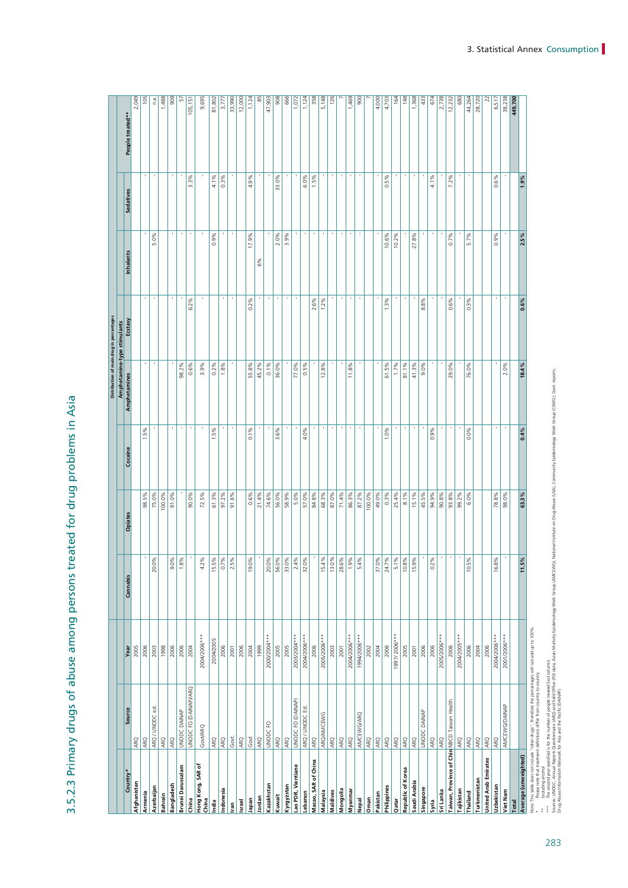# 3.5.2.3 Primary drugs of abuse among persons treated for drug problems in Asia

| Country* | Source | Year | Distribution of main drug in percentages | | | | | | | People treated** |
|---|---|---|---|---|---|---|---|---|---|---|
| | | | Cannabis | Opiates | Cocaine | Amphetamine-type stimulants | | Inhalants | Sedatives | |
| | | | | | | Amphetamines | Ecstasy | | | |
| Afghanistan | ARQ | 2005 | | | | | | | | 2,049 |
| Armenia | ARQ | 2006 | - | 98.5% | 1.5% | - | - | - | - | 105 |
| Azerbaijan | ARQ / UNODC est. | 2003 | 20.0% | 75.0% | - | - | - | 5.0% | - | n.a. |
| Bahrain | ARQ | 1998 | | 100.0% | | | | | | 1,488 |
| Bangladesh | ARQ | 2006 | 9.0% | 91.0% | - | - | - | - | - | 909 |
| Brunei Darussalam | UNODC DAINAP | 2006 | 1.8% | - | - | 98.2% | - | - | - | 57 |
| China | UNODC FO (DAINAP)/ARQ | 2004 | - | 90.0% | - | 0.6% | 6.2% | - | 3.3% | 105,151 |
| Hong Kong, SAR of China | Govt/ARQ | 2004/2005*** | 4.2% | 72.5% | - | 3.9% | - | - | - | 9,695 |
| India | ARQ | 2004/2005 | 15.5% | 61.3% | 1.5% | 0.2% | | 0.9% | 4.1% | 81,802 |
| Indonesia | ARQ | 2006 | 0.7% | 97.2% | - | 1.8% | - | - | 0.3% | 3,777 |
| Iran | Govt. | 2001 | 2.5% | 91.6% | - | - | - | - | - | 33,990 |
| Israel | ARQ | 2006 | | | | | | | | 12,000 |
| Japan | Govt | 2004 | 19.0% | 0.6% | 0.1% | 55.8% | 0.2% | 17.9% | 4.9% | 1,124 |
| Jordan | ARQ | 1999 | - | 21.4% | - | 45.2% | - | - | - | 85 |
| Kazakhstan | UNODC FO | 2000/2004*** | 20.0% | 74.6% | - | 0.1% | - | 6% | - | 47,903 |
| Kuwait | ARQ | 2005 | 56.0% | 56.0% | 3.6% | 36.0% | - | 2.0% | 33.0% | 908 |
| Kyrgyzstan | ARQ | 2005 | 33.0% | 58.9% | - | - | - | 3.9% | - | 666 |
| Lao PDR, Vientiane | UNODC FO (DAINAP) | 2003/2004*** | 2.4% | 5.0% | - | 77.0% | - | - | - | 1,072 |
| Lebanon | ARQ / UNODC Est. | 2004/2006*** | 32.0% | 57.0% | 4.0% | 0.5% | - | - | 6.0% | 1,124 |
| Macao, SAR of China | ARQ | 2006 | - | 84.8% | - | - | 2.6% | - | 1.5% | 358 |
| Malaysia | ARQ/AMCEWG | 2005/2006*** | 15.4% | 68.3% | - | 12.8% | 1.2% | - | - | 5,148 |
| Maldives | ARQ | 2003 | 13.0% | 87.0% | - | - | - | - | - | 126 |
| Mongolia | ARQ | 2001 | 28.6% | 71.4% | - | - | - | - | - | 7 |
| Myanmar | ARQ | 2004/2006*** | 1.9% | 86.3% | - | 11.8% | - | - | - | 1,469 |
| Nepal | AMCEWG/ARQ | 1994/2006*** | 5.4% | 87.2% | - | - | - | - | - | 900 |
| Oman | ARQ | 2002 | | 100.0% | | | | | | 7 |
| Pakistan | ARQ | 2004 | 37.0% | 49.0% | - | - | - | - | - | 4,000 |
| Philippines | ARQ | 2006 | 24.7% | 0.3% | 1.0% | 61.5% | 1.3% | 10.6% | 0.5% | 4,703 |
| Qatar | ARQ | 1997/2006*** | 5.1% | 25.4% | - | 1.7% | - | 10.2% | - | 164 |
| Republic of Korea | ARQ | 2005 | 10.8% | 8.1% | - | 81.1% | - | - | - | 148 |
| Saudi Arabia | ARQ | 2001 | 15.9% | 15.1% | - | 41.3% | - | 27.8% | - | 1,368 |
| Singapore | UNODC DAINAP | 2006 | - | 45.5% | - | 9.0% | 8.8% | - | - | 433 |
| Syria | ARQ | 2006 | 0.2% | 94.9% | 0.9% | - | - | - | 4.1% | 674 |
| Sri Lanka | ARQ | 2005/2006*** | - | 90.8% | - | - | - | - | - | 2,738 |
| Taiwan, Province of China | NBCD Taiwan Health | 2006 | - | 93.8% | - | 29.0% | 0.6% | 0.7% | 7.2% | 12,232 |
| Tajikistan | ARQ | 2004/2005*** | - | 99.2% | - | - | - | - | - | 680 |
| Thailand | ARQ | 2006 | 10.5% | 6.0% | 0.0% | 76.0% | 0.3% | 5.7% | - | 44,264 |
| Turkmenistan | ARQ | 2004 | | | | | | | | 28,720 |
| United Arab Emirates | ARQ | 2006 | | | | | | | | 22 |
| Uzbekistan | ARQ | 2004/2006*** | 16.8% | 78.8% | - | - | - | 0.9% | 0.6% | 6,517 |
| Viet Nam | AMCEWG/DAINAP | 2001/2006*** | - | 98.0% | - | 2.0% | - | - | - | 38,238 |
| Total | | | | | | | | | | 449,700 |
| Average (unweighted) | | | 11.5% | 63.3% | 0.4% | 18.4% | 0.6% | 2.5% | 1.9% | |

Note: This table does not include "other drugs", therefore the percentages will not add up to 100%.
\* Please note that treatment definitions differ from country to country.
\*\* Excluding alcohol
\*\*\* The second year specified is for the number of people treated (last column).
Source: UNODC Annual Reports Questionnaire (ARQ) and Field Office (FO) data, Asian Multicity Epidemiology Work Group (AMCEWG), National Institute on Drug Abuse (USA), Community Epidemiology Work Group (CEWG), Govt. reports; Drug Abuse Information Network for Asia and the Pacific (DAINAP).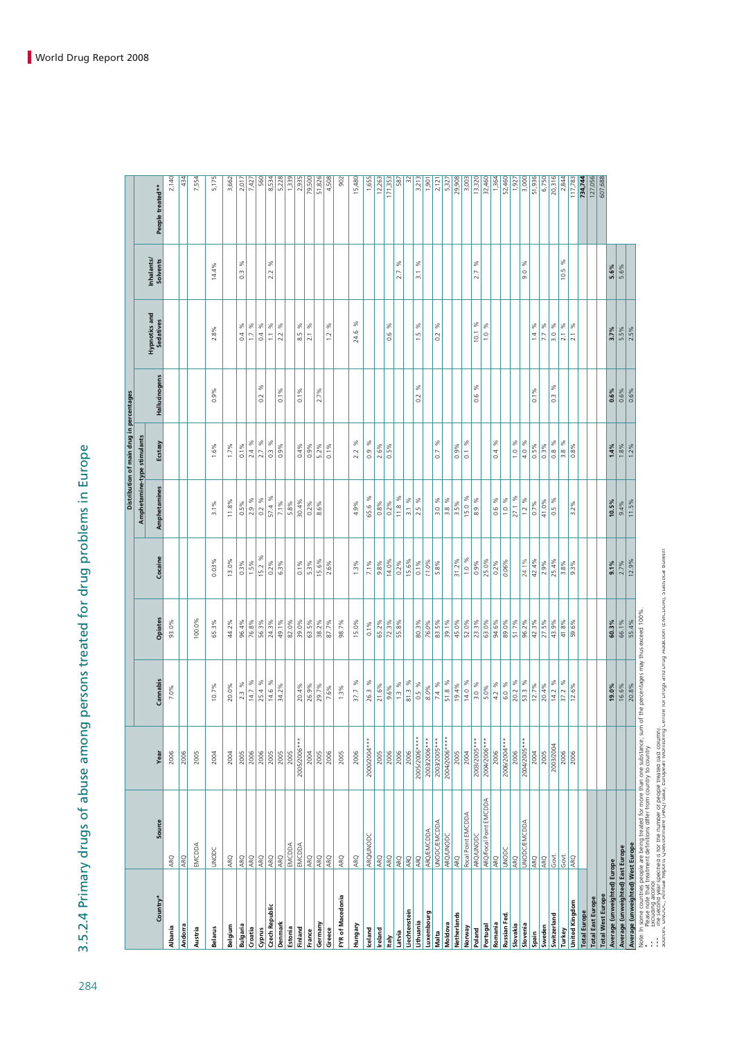## 3.5.2.4 Primary drugs of abuse among persons treated for drug problems in Europe

| Country* | Source | Year | Cannabis | Opiates | Cocaine | Amphetamine-type stimulants: Amphetamines | Amphetamine-type stimulants: Ecstasy | Hallucinogens | Hypnotics and Sedatives | Inhalants/ Solvents | People treated** |
|---|---|---|---|---|---|---|---|---|---|---|---|
| Albania | ARQ | 2006 | 7.0% | 93.0% | | | | | | | 2,140 |
| Andorra | ARQ | 2006 | | | | | | | | | 434 |
| Austria | EMCDDA | 2005 | | 100.0% | | | | | | | 7,554 |
| Belarus | UNODC | 2004 | 10.7% | 65.3% | 0.03% | 3.1% | 1.6% | 0.9% | 2.8% | 14.4% | 5,175 |
| Belgium | ARQ | 2004 | 20.0% | 44.2% | 13.0% | 11.8% | 1.7% | | | | 3,662 |
| Bulgaria | ARQ | 2005 | 2.3 % | 96.4% | 0.3% | 0.5% | 0.1% | | 0.4 % | 0.3 % | 2,017 |
| Croatia | ARQ | 2006 | 14.7 % | 76.8% | 1.5% | 2.9 % | 2.4 % | | 1.7 % | | 7,427 |
| Cyprus | ARQ | 2006 | 25.4 % | 56.3% | 15.2 % | 0.2 % | 2.7 % | 0.2 % | 0.4 % | | 560 |
| Czech Republic | ARQ | 2005 | 14.6 % | 24.3% | 0.2% | 57.4 % | 0.3 % | | 1.1 % | 2.2 % | 8,534 |
| Denmark | ARQ | 2005 | 34.2% | 49.1% | 6.3% | 7.1% | 0.9% | 0.1% | 2.2 % | | 5,228 |
| Estonia | EMCDDA | 2005 | | 82.0% | | 5.8% | | | | | 1,339 |
| Finland | EMCDDA | 2005/2006*** | 20.4% | 39.0% | 0.1% | 30.4% | 0.4% | 0.1% | 8.5 % | | 2,935 |
| France | ARQ | 2004 | 26.9% | 63.5% | 5.3% | 0.2% | 0.9% | | 2.1 % | | 79,500 |
| Germany | ARQ | 2005 | 29.7% | 38.2% | 15.6% | 8.6% | 5.2% | 2.7% | | | 51,826 |
| Greece | ARQ | 2006 | 7.6% | 87.7% | 2.6% | | 0.1% | | 1.2 % | | 4,508 |
| FYR of Macedonia | ARQ | 2005 | 1.3% | 98.7% | | | | | | | 902 |
| Hungary | ARQ | 2006 | 37.7 % | 15.0% | 1.3% | 4.9% | 2.2 % | | 24.6 % | | 15,480 |
| Iceland | ARQ/UNODC | 2000/2004*** | 26.3 % | 0.1% | 7.1% | 65.6 % | 0.9 % | | | | 1,655 |
| Ireland | ARQ | 2005 | 21.6% | 65.2% | 9.8% | 0.8% | 2.6% | | | | 12,283 |
| Italy | ARQ | 2006 | 9.6% | 72.3% | 14.0% | 0.2% | 0.5% | | 0.6 % | | 171,353 |
| Latvia | ARQ | 2006 | 1.3 % | 55.8% | 0.2% | 11.8 % | | | | 2.7 % | 587 |
| Liechtenstein | ARQ | 2006 | 81.3 % | | 15.6% | 3.1 % | | | | | 32 |
| Lithuania | ARQ | 2005/2006*** | 0.5 % | 80.3% | 0.1% | 2.5 % | | 0.2 % | 1.5 % | 3.1 % | 3,213 |
| Luxembourg | ARQ/EMCDDA | 2003/2006*** | 8.0% | 76.0% | 11.0% | | | | | | 1,901 |
| Malta | UNODC/EMCDDA | 2003/2005*** | 7.4 % | 83.5% | 5.8% | 3.0 % | 0.7 % | | 0.2 % | | 2,121 |
| Moldova | ARQ/UNODC | 2004/2006*** | 51.8 % | 39.1% | | 3.8 % | | | | | 5,327 |
| Netherlands | ARQ | 2005 | 19.4% | 45.0% | 31.2% | 3.5% | 0.9% | | | | 29,908 |
| Norway | Focal Point EMCDDA | 2004 | 14.0 % | 52.0% | 1.0 % | 15.0 % | 0.1 % | | 10.1 % | 2.7 % | 3,003 |
| Poland | ARQ/UNODC | 2003/2005*** | 3.0 % | 23.3% | 0.9% | 8.9 % | | 0.6 % | 1.0 % | | 13,320 |
| Portugal | ARQ/Focal Point EMCDDA | 2004/2006*** | 5.0% | 63.0% | 25.0% | | | | | | 32,460 |
| Romania | ARQ | 2006 | 4.2 % | 94.6% | 0.2% | 0.6 % | 0.4 % | | | | 1,364 |
| Russian Fed. | UNODC | 2006/2004*** | 6.0 % | 89.0% | 0.06% | 1.0 % | | | | | 52,460 |
| Slovakia | ARQ | 2006 | 20.2 % | 51.7% | | 27.1 % | 1.0 % | | | | 1,927 |
| Slovenia | UNODC/EMCDDA | 2004/2005*** | 53.3 % | 96.2% | 24.1% | 1.2 % | 4.0 % | | | 9.0 % | 3,000 |
| Spain | ARQ | 2004 | 12.7% | 42.3% | 42.4% | 0.7% | 0.5% | 0.1% | 1.4 % | | 51,936 |
| Sweden | ARQ | 2005 | 20.4% | 27.5% | 2.9% | 41.0% | 0.3% | | 7.7 % | | 6,750 |
| Switzerland | Govt. | 2003/2004 | 14.2 % | 43.9% | 25.4 % | 0.5 % | 0.8 % | 0.3 % | 3.0 % | | 20,316 |
| Turkey | Govt. | 2006 | 37.2 % | 41.8% | 3.8% | | 3.8 % | | 2.1 % | 10.5 % | 2,844 |
| United Kingdom | ARQ | 2006 | 12.6% | 59.6% | 9.3% | 3.2% | 0.8% | | 2.1 % | | 117,783 |
| Total Europe | | | | | | | | | | | 734,744 |
| Total East Europe | | | | | | | | | | | 127,056 |
| Total West Europe | | | | | | | | | | | 607,688 |
| Average (unweighted) Europe | | | 19.0% | 60.3% | 9.1% | 10.5% | 1.4% | 0.6% | 3.7% | 5.6% | |
| Average (unweighted) East Europe | | | 16.6% | 66.1% | 2.7% | 9.4% | 1.8% | 0.6% | 5.5% | 5.6% | |
| Average (unweighted) West Europe | | | 20.8% | 55.4% | 12.9% | 11.5% | 1.2% | 0.6% | 2.5% | | |

Note: In some countries people are being treated for more than one substance; sum of the percentages may thus exceed 100%.
\* Please note that treatment definitions differ from country to country.
\*\* Excluding alcohol.
\*\*\* The second year specified is for the number of people treated (last column).
Sources: UNODC, Annual Reports Questionnaire (ARQ) data, European Monitoring Centre for Drugs and Drug Addiction (EMCDDA), Statistical Bulletin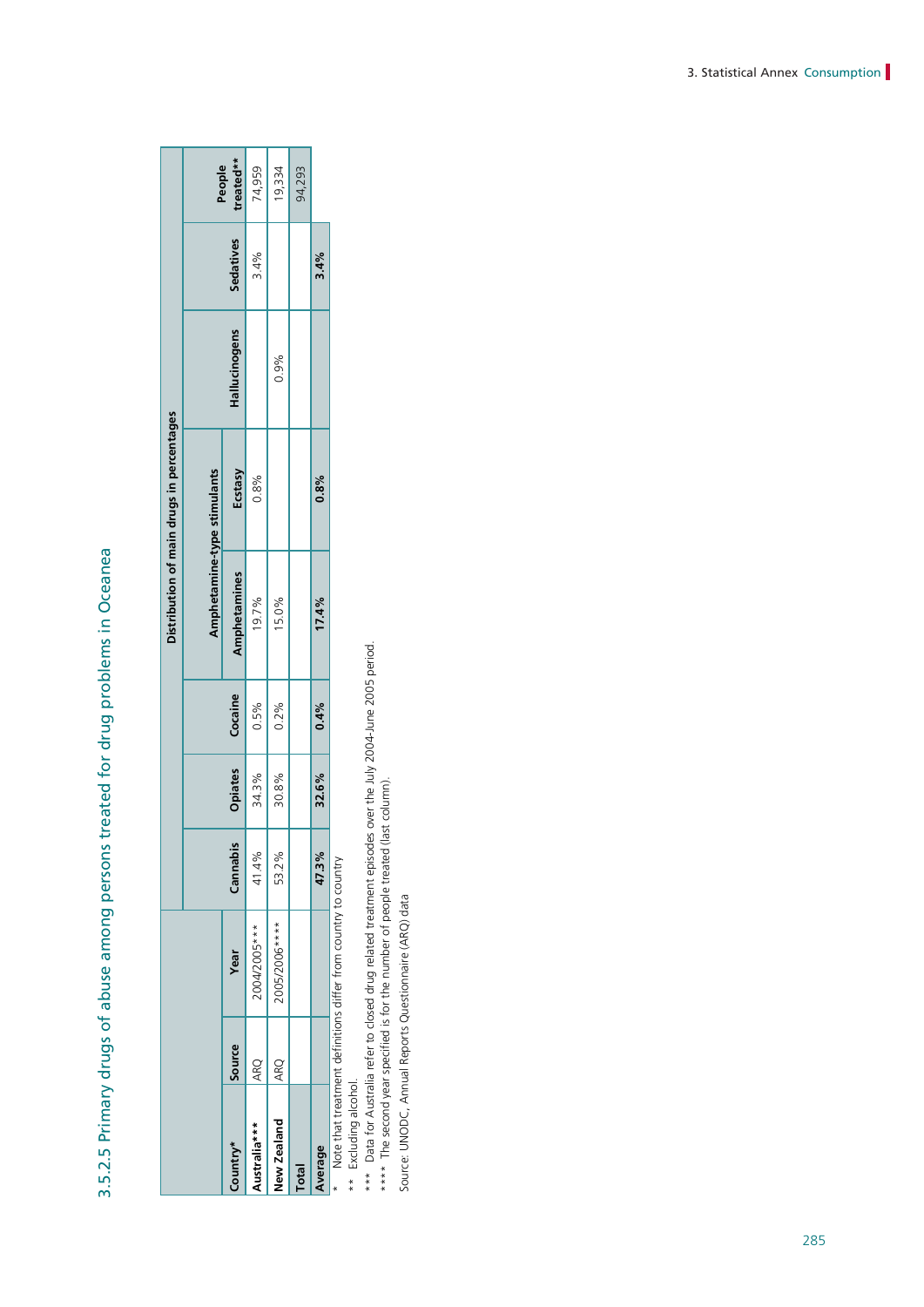## 3.5.2.5 Primary drugs of abuse among persons treated for drug problems in Oceanea

| Country* | Source | Year | Distribution of main drugs in percentages | | | | | | | People treated** |
|---|---|---|---|---|---|---|---|---|---|---|
| | | | Cannabis | Opiates | Cocaine | Amphetamine-type stimulants | | Hallucinogens | Sedatives | |
| | | | | | | Amphetamines | Ecstasy | | | |
| **Australia*** ** | ARQ | 2004/2005*** | 41.4% | 34.3% | 0.5% | 19.7% | 0.8% | | 3.4% | 74,959 |
| **New Zealand** | ARQ | 2005/2006**** | 53.2% | 30.8% | 0.2% | 15.0% | | 0.9% | | 19,334 |
| **Total** | | | | | | | | | | 94,293 |
| **Average** | | | **47.3%** | **32.6%** | **0.4%** | **17.4%** | **0.8%** | | **3.4%** | |

\* Note that treatment definitions differ from country to country

** Excluding alcohol.

*** Data for Australia refer to closed drug related treatment episodes over the July 2004-June 2005 period.

**** The second year specified is for the number of people treated (last column).

Source: UNODC, Annual Reports Questionnaire (ARQ) data